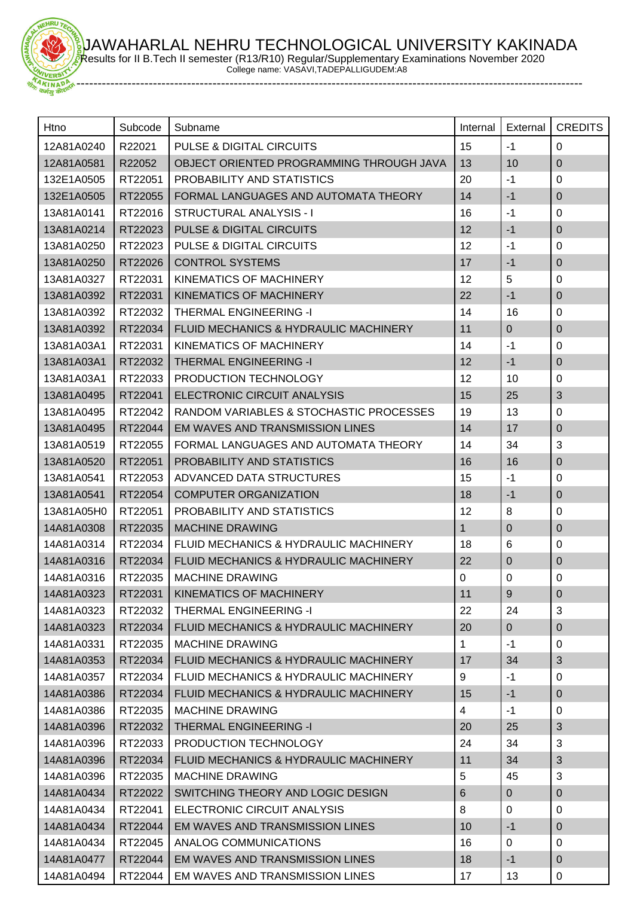# JAWAHARLAL NEHRU TECHNOLOGICAL UNIVERSITY KAKINADA

Results for II B.Tech II semester (R13/R10) Regular/Supplementary Examinations November 2020

College name: VASAVI,TADEPALLIGUDEM:A8

| Htno | Subcode | Subname | Internal | External | CREDITS |
|---|---|---|---|---|---|
| 12A81A0240 | R22021 | PULSE & DIGITAL CIRCUITS | 15 | -1 | 0 |
| 12A81A0581 | R22052 | OBJECT ORIENTED PROGRAMMING THROUGH JAVA | 13 | 10 | 0 |
| 132E1A0505 | RT22051 | PROBABILITY AND STATISTICS | 20 | -1 | 0 |
| 132E1A0505 | RT22055 | FORMAL LANGUAGES AND AUTOMATA THEORY | 14 | -1 | 0 |
| 13A81A0141 | RT22016 | STRUCTURAL ANALYSIS - I | 16 | -1 | 0 |
| 13A81A0214 | RT22023 | PULSE & DIGITAL CIRCUITS | 12 | -1 | 0 |
| 13A81A0250 | RT22023 | PULSE & DIGITAL CIRCUITS | 12 | -1 | 0 |
| 13A81A0250 | RT22026 | CONTROL SYSTEMS | 17 | -1 | 0 |
| 13A81A0327 | RT22031 | KINEMATICS OF MACHINERY | 12 | 5 | 0 |
| 13A81A0392 | RT22031 | KINEMATICS OF MACHINERY | 22 | -1 | 0 |
| 13A81A0392 | RT22032 | THERMAL ENGINEERING -I | 14 | 16 | 0 |
| 13A81A0392 | RT22034 | FLUID MECHANICS & HYDRAULIC MACHINERY | 11 | 0 | 0 |
| 13A81A03A1 | RT22031 | KINEMATICS OF MACHINERY | 14 | -1 | 0 |
| 13A81A03A1 | RT22032 | THERMAL ENGINEERING -I | 12 | -1 | 0 |
| 13A81A03A1 | RT22033 | PRODUCTION TECHNOLOGY | 12 | 10 | 0 |
| 13A81A0495 | RT22041 | ELECTRONIC CIRCUIT ANALYSIS | 15 | 25 | 3 |
| 13A81A0495 | RT22042 | RANDOM VARIABLES & STOCHASTIC PROCESSES | 19 | 13 | 0 |
| 13A81A0495 | RT22044 | EM WAVES AND TRANSMISSION LINES | 14 | 17 | 0 |
| 13A81A0519 | RT22055 | FORMAL LANGUAGES AND AUTOMATA THEORY | 14 | 34 | 3 |
| 13A81A0520 | RT22051 | PROBABILITY AND STATISTICS | 16 | 16 | 0 |
| 13A81A0541 | RT22053 | ADVANCED DATA STRUCTURES | 15 | -1 | 0 |
| 13A81A0541 | RT22054 | COMPUTER ORGANIZATION | 18 | -1 | 0 |
| 13A81A05H0 | RT22051 | PROBABILITY AND STATISTICS | 12 | 8 | 0 |
| 14A81A0308 | RT22035 | MACHINE DRAWING | 1 | 0 | 0 |
| 14A81A0314 | RT22034 | FLUID MECHANICS & HYDRAULIC MACHINERY | 18 | 6 | 0 |
| 14A81A0316 | RT22034 | FLUID MECHANICS & HYDRAULIC MACHINERY | 22 | 0 | 0 |
| 14A81A0316 | RT22035 | MACHINE DRAWING | 0 | 0 | 0 |
| 14A81A0323 | RT22031 | KINEMATICS OF MACHINERY | 11 | 9 | 0 |
| 14A81A0323 | RT22032 | THERMAL ENGINEERING -I | 22 | 24 | 3 |
| 14A81A0323 | RT22034 | FLUID MECHANICS & HYDRAULIC MACHINERY | 20 | 0 | 0 |
| 14A81A0331 | RT22035 | MACHINE DRAWING | 1 | -1 | 0 |
| 14A81A0353 | RT22034 | FLUID MECHANICS & HYDRAULIC MACHINERY | 17 | 34 | 3 |
| 14A81A0357 | RT22034 | FLUID MECHANICS & HYDRAULIC MACHINERY | 9 | -1 | 0 |
| 14A81A0386 | RT22034 | FLUID MECHANICS & HYDRAULIC MACHINERY | 15 | -1 | 0 |
| 14A81A0386 | RT22035 | MACHINE DRAWING | 4 | -1 | 0 |
| 14A81A0396 | RT22032 | THERMAL ENGINEERING -I | 20 | 25 | 3 |
| 14A81A0396 | RT22033 | PRODUCTION TECHNOLOGY | 24 | 34 | 3 |
| 14A81A0396 | RT22034 | FLUID MECHANICS & HYDRAULIC MACHINERY | 11 | 34 | 3 |
| 14A81A0396 | RT22035 | MACHINE DRAWING | 5 | 45 | 3 |
| 14A81A0434 | RT22022 | SWITCHING THEORY AND LOGIC DESIGN | 6 | 0 | 0 |
| 14A81A0434 | RT22041 | ELECTRONIC CIRCUIT ANALYSIS | 8 | 0 | 0 |
| 14A81A0434 | RT22044 | EM WAVES AND TRANSMISSION LINES | 10 | -1 | 0 |
| 14A81A0434 | RT22045 | ANALOG COMMUNICATIONS | 16 | 0 | 0 |
| 14A81A0477 | RT22044 | EM WAVES AND TRANSMISSION LINES | 18 | -1 | 0 |
| 14A81A0494 | RT22044 | EM WAVES AND TRANSMISSION LINES | 17 | 13 | 0 |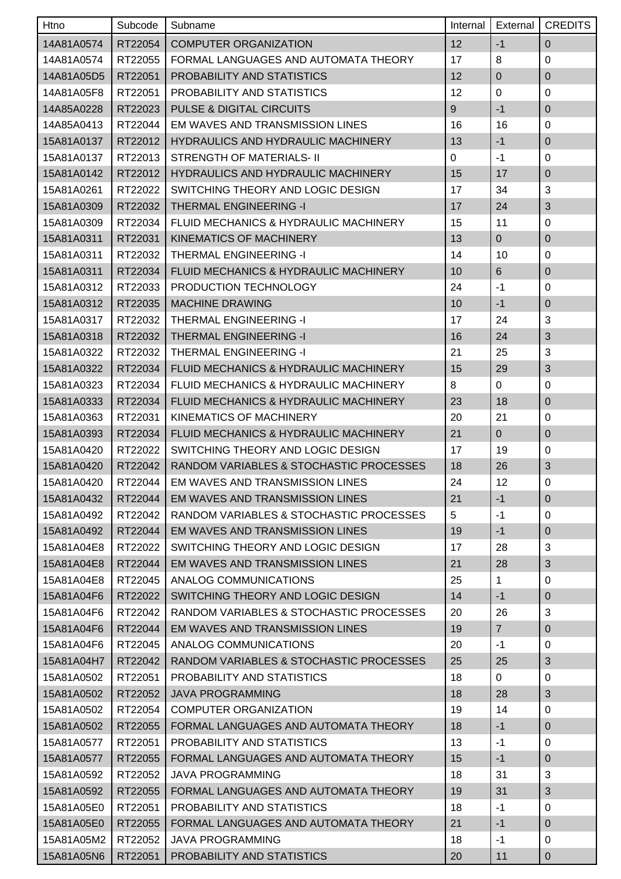| Htno | Subcode | Subname | Internal | External | CREDITS |
|---|---|---|---|---|---|
| 14A81A0574 | RT22054 | COMPUTER ORGANIZATION | 12 | -1 | 0 |
| 14A81A0574 | RT22055 | FORMAL LANGUAGES AND AUTOMATA THEORY | 17 | 8 | 0 |
| 14A81A05D5 | RT22051 | PROBABILITY AND STATISTICS | 12 | 0 | 0 |
| 14A81A05F8 | RT22051 | PROBABILITY AND STATISTICS | 12 | 0 | 0 |
| 14A85A0228 | RT22023 | PULSE & DIGITAL CIRCUITS | 9 | -1 | 0 |
| 14A85A0413 | RT22044 | EM WAVES AND TRANSMISSION LINES | 16 | 16 | 0 |
| 15A81A0137 | RT22012 | HYDRAULICS AND HYDRAULIC MACHINERY | 13 | -1 | 0 |
| 15A81A0137 | RT22013 | STRENGTH OF MATERIALS- II | 0 | -1 | 0 |
| 15A81A0142 | RT22012 | HYDRAULICS AND HYDRAULIC MACHINERY | 15 | 17 | 0 |
| 15A81A0261 | RT22022 | SWITCHING THEORY AND LOGIC DESIGN | 17 | 34 | 3 |
| 15A81A0309 | RT22032 | THERMAL ENGINEERING -I | 17 | 24 | 3 |
| 15A81A0309 | RT22034 | FLUID MECHANICS & HYDRAULIC MACHINERY | 15 | 11 | 0 |
| 15A81A0311 | RT22031 | KINEMATICS OF MACHINERY | 13 | 0 | 0 |
| 15A81A0311 | RT22032 | THERMAL ENGINEERING -I | 14 | 10 | 0 |
| 15A81A0311 | RT22034 | FLUID MECHANICS & HYDRAULIC MACHINERY | 10 | 6 | 0 |
| 15A81A0312 | RT22033 | PRODUCTION TECHNOLOGY | 24 | -1 | 0 |
| 15A81A0312 | RT22035 | MACHINE DRAWING | 10 | -1 | 0 |
| 15A81A0317 | RT22032 | THERMAL ENGINEERING -I | 17 | 24 | 3 |
| 15A81A0318 | RT22032 | THERMAL ENGINEERING -I | 16 | 24 | 3 |
| 15A81A0322 | RT22032 | THERMAL ENGINEERING -I | 21 | 25 | 3 |
| 15A81A0322 | RT22034 | FLUID MECHANICS & HYDRAULIC MACHINERY | 15 | 29 | 3 |
| 15A81A0323 | RT22034 | FLUID MECHANICS & HYDRAULIC MACHINERY | 8 | 0 | 0 |
| 15A81A0333 | RT22034 | FLUID MECHANICS & HYDRAULIC MACHINERY | 23 | 18 | 0 |
| 15A81A0363 | RT22031 | KINEMATICS OF MACHINERY | 20 | 21 | 0 |
| 15A81A0393 | RT22034 | FLUID MECHANICS & HYDRAULIC MACHINERY | 21 | 0 | 0 |
| 15A81A0420 | RT22022 | SWITCHING THEORY AND LOGIC DESIGN | 17 | 19 | 0 |
| 15A81A0420 | RT22042 | RANDOM VARIABLES & STOCHASTIC PROCESSES | 18 | 26 | 3 |
| 15A81A0420 | RT22044 | EM WAVES AND TRANSMISSION LINES | 24 | 12 | 0 |
| 15A81A0432 | RT22044 | EM WAVES AND TRANSMISSION LINES | 21 | -1 | 0 |
| 15A81A0492 | RT22042 | RANDOM VARIABLES & STOCHASTIC PROCESSES | 5 | -1 | 0 |
| 15A81A0492 | RT22044 | EM WAVES AND TRANSMISSION LINES | 19 | -1 | 0 |
| 15A81A04E8 | RT22022 | SWITCHING THEORY AND LOGIC DESIGN | 17 | 28 | 3 |
| 15A81A04E8 | RT22044 | EM WAVES AND TRANSMISSION LINES | 21 | 28 | 3 |
| 15A81A04E8 | RT22045 | ANALOG COMMUNICATIONS | 25 | 1 | 0 |
| 15A81A04F6 | RT22022 | SWITCHING THEORY AND LOGIC DESIGN | 14 | -1 | 0 |
| 15A81A04F6 | RT22042 | RANDOM VARIABLES & STOCHASTIC PROCESSES | 20 | 26 | 3 |
| 15A81A04F6 | RT22044 | EM WAVES AND TRANSMISSION LINES | 19 | 7 | 0 |
| 15A81A04F6 | RT22045 | ANALOG COMMUNICATIONS | 20 | -1 | 0 |
| 15A81A04H7 | RT22042 | RANDOM VARIABLES & STOCHASTIC PROCESSES | 25 | 25 | 3 |
| 15A81A0502 | RT22051 | PROBABILITY AND STATISTICS | 18 | 0 | 0 |
| 15A81A0502 | RT22052 | JAVA PROGRAMMING | 18 | 28 | 3 |
| 15A81A0502 | RT22054 | COMPUTER ORGANIZATION | 19 | 14 | 0 |
| 15A81A0502 | RT22055 | FORMAL LANGUAGES AND AUTOMATA THEORY | 18 | -1 | 0 |
| 15A81A0577 | RT22051 | PROBABILITY AND STATISTICS | 13 | -1 | 0 |
| 15A81A0577 | RT22055 | FORMAL LANGUAGES AND AUTOMATA THEORY | 15 | -1 | 0 |
| 15A81A0592 | RT22052 | JAVA PROGRAMMING | 18 | 31 | 3 |
| 15A81A0592 | RT22055 | FORMAL LANGUAGES AND AUTOMATA THEORY | 19 | 31 | 3 |
| 15A81A05E0 | RT22051 | PROBABILITY AND STATISTICS | 18 | -1 | 0 |
| 15A81A05E0 | RT22055 | FORMAL LANGUAGES AND AUTOMATA THEORY | 21 | -1 | 0 |
| 15A81A05M2 | RT22052 | JAVA PROGRAMMING | 18 | -1 | 0 |
| 15A81A05N6 | RT22051 | PROBABILITY AND STATISTICS | 20 | 11 | 0 |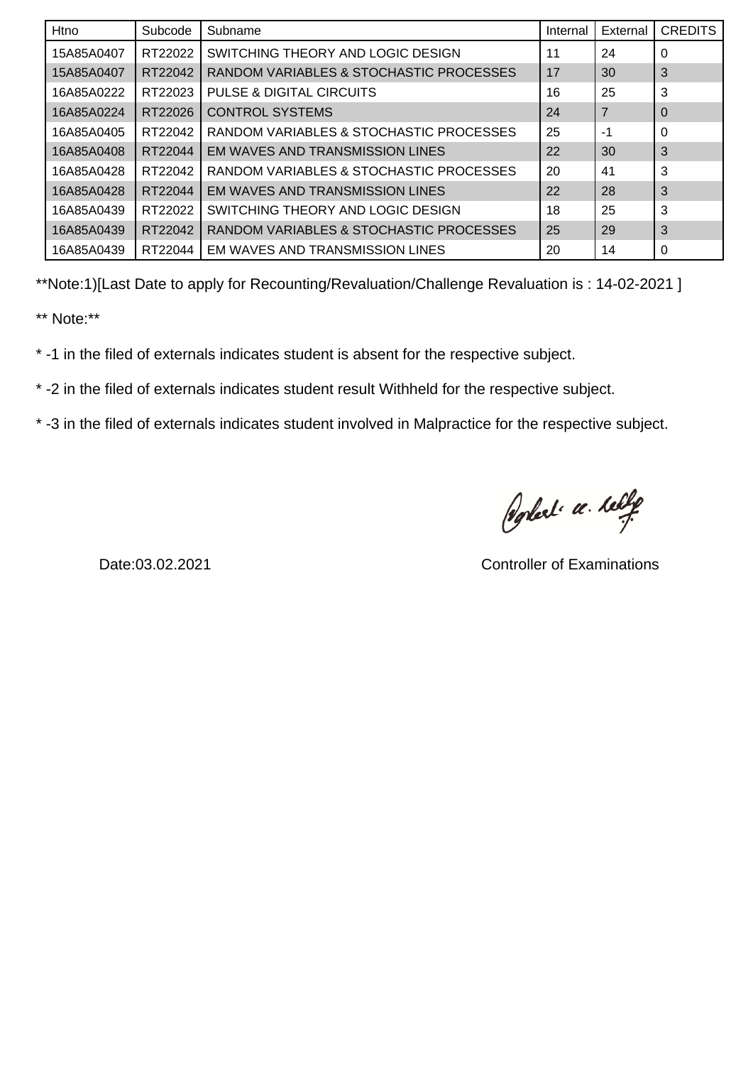| Htno | Subcode | Subname | Internal | External | CREDITS |
| --- | --- | --- | --- | --- | --- |
| 15A85A0407 | RT22022 | SWITCHING THEORY AND LOGIC DESIGN | 11 | 24 | 0 |
| 15A85A0407 | RT22042 | RANDOM VARIABLES & STOCHASTIC PROCESSES | 17 | 30 | 3 |
| 16A85A0222 | RT22023 | PULSE & DIGITAL CIRCUITS | 16 | 25 | 3 |
| 16A85A0224 | RT22026 | CONTROL SYSTEMS | 24 | 7 | 0 |
| 16A85A0405 | RT22042 | RANDOM VARIABLES & STOCHASTIC PROCESSES | 25 | -1 | 0 |
| 16A85A0408 | RT22044 | EM WAVES AND TRANSMISSION LINES | 22 | 30 | 3 |
| 16A85A0428 | RT22042 | RANDOM VARIABLES & STOCHASTIC PROCESSES | 20 | 41 | 3 |
| 16A85A0428 | RT22044 | EM WAVES AND TRANSMISSION LINES | 22 | 28 | 3 |
| 16A85A0439 | RT22022 | SWITCHING THEORY AND LOGIC DESIGN | 18 | 25 | 3 |
| 16A85A0439 | RT22042 | RANDOM VARIABLES & STOCHASTIC PROCESSES | 25 | 29 | 3 |
| 16A85A0439 | RT22044 | EM WAVES AND TRANSMISSION LINES | 20 | 14 | 0 |

**Note:1)[Last Date to apply for Recounting/Revaluation/Challenge Revaluation is : 14-02-2021 ]

** Note:**

* -1 in the filed of externals indicates student is absent for the respective subject.

* -2 in the filed of externals indicates student result Withheld for the respective subject.

* -3 in the filed of externals indicates student involved in Malpractice for the respective subject.

Date:03.02.2021

Controller of Examinations